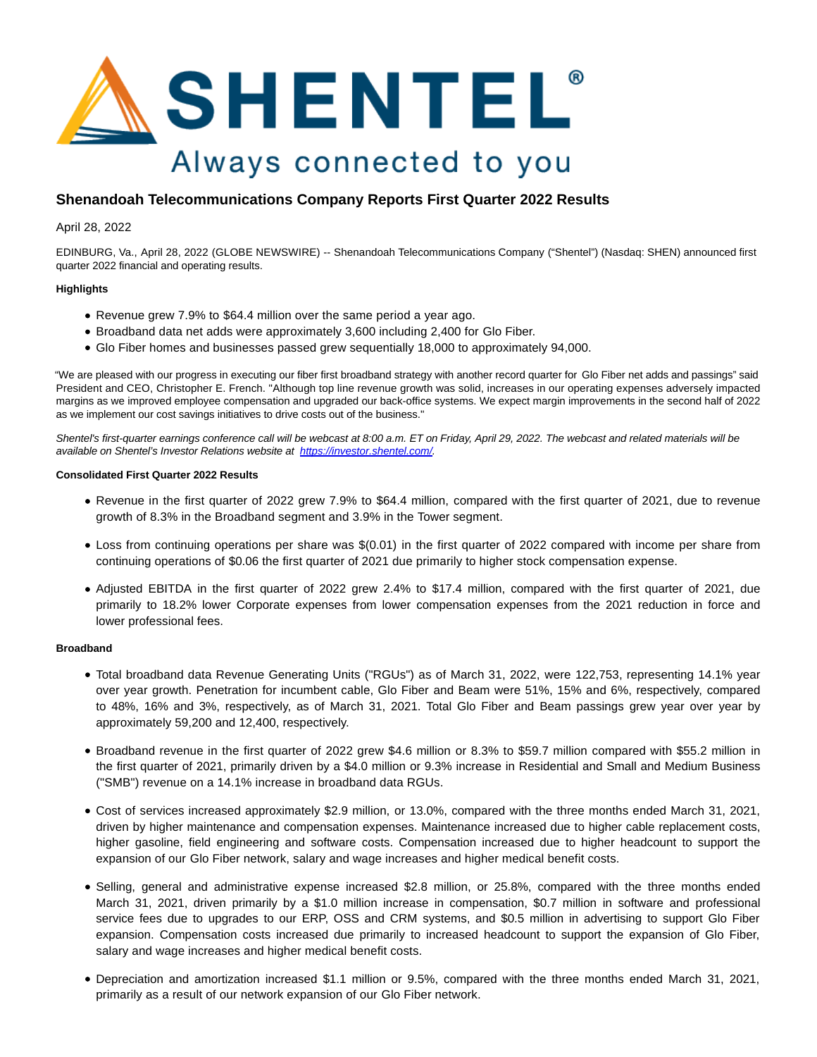# Shenandoah Telecommunications Company Reports First Quarter 2022 Results

April 28, 2022

EDINBURG, Va., April 28, 2022 (GLOBE NEWSWIRE) -- Shenandoah Telecommunications Company ("Shentel") (Nasdaq: SHEN) announced first quarter 2022 financial and operating results.

**Highlights**

- Revenue grew 7.9% to $64.4 million over the same period a year ago.
- Broadband data net adds were approximately 3,600 including 2,400 for Glo Fiber.
- Glo Fiber homes and businesses passed grew sequentially 18,000 to approximately 94,000.

"We are pleased with our progress in executing our fiber first broadband strategy with another record quarter for Glo Fiber net adds and passings" said President and CEO, Christopher E. French. "Although top line revenue growth was solid, increases in our operating expenses adversely impacted margins as we improved employee compensation and upgraded our back-office systems. We expect margin improvements in the second half of 2022 as we implement our cost savings initiatives to drive costs out of the business."

*Shentel's first-quarter earnings conference call will be webcast at 8:00 a.m. ET on Friday, April 29, 2022. The webcast and related materials will be available on Shentel's Investor Relations website at https://investor.shentel.com/.*

**Consolidated First Quarter 2022 Results**

- Revenue in the first quarter of 2022 grew 7.9% to $64.4 million, compared with the first quarter of 2021, due to revenue growth of 8.3% in the Broadband segment and 3.9% in the Tower segment.
- Loss from continuing operations per share was $(0.01) in the first quarter of 2022 compared with income per share from continuing operations of $0.06 the first quarter of 2021 due primarily to higher stock compensation expense.
- Adjusted EBITDA in the first quarter of 2022 grew 2.4% to $17.4 million, compared with the first quarter of 2021, due primarily to 18.2% lower Corporate expenses from lower compensation expenses from the 2021 reduction in force and lower professional fees.

**Broadband**

- Total broadband data Revenue Generating Units ("RGUs") as of March 31, 2022, were 122,753, representing 14.1% year over year growth. Penetration for incumbent cable, Glo Fiber and Beam were 51%, 15% and 6%, respectively, compared to 48%, 16% and 3%, respectively, as of March 31, 2021. Total Glo Fiber and Beam passings grew year over year by approximately 59,200 and 12,400, respectively.
- Broadband revenue in the first quarter of 2022 grew $4.6 million or 8.3% to $59.7 million compared with $55.2 million in the first quarter of 2021, primarily driven by a $4.0 million or 9.3% increase in Residential and Small and Medium Business ("SMB") revenue on a 14.1% increase in broadband data RGUs.
- Cost of services increased approximately $2.9 million, or 13.0%, compared with the three months ended March 31, 2021, driven by higher maintenance and compensation expenses. Maintenance increased due to higher cable replacement costs, higher gasoline, field engineering and software costs. Compensation increased due to higher headcount to support the expansion of our Glo Fiber network, salary and wage increases and higher medical benefit costs.
- Selling, general and administrative expense increased $2.8 million, or 25.8%, compared with the three months ended March 31, 2021, driven primarily by a $1.0 million increase in compensation, $0.7 million in software and professional service fees due to upgrades to our ERP, OSS and CRM systems, and $0.5 million in advertising to support Glo Fiber expansion. Compensation costs increased due primarily to increased headcount to support the expansion of Glo Fiber, salary and wage increases and higher medical benefit costs.
- Depreciation and amortization increased $1.1 million or 9.5%, compared with the three months ended March 31, 2021, primarily as a result of our network expansion of our Glo Fiber network.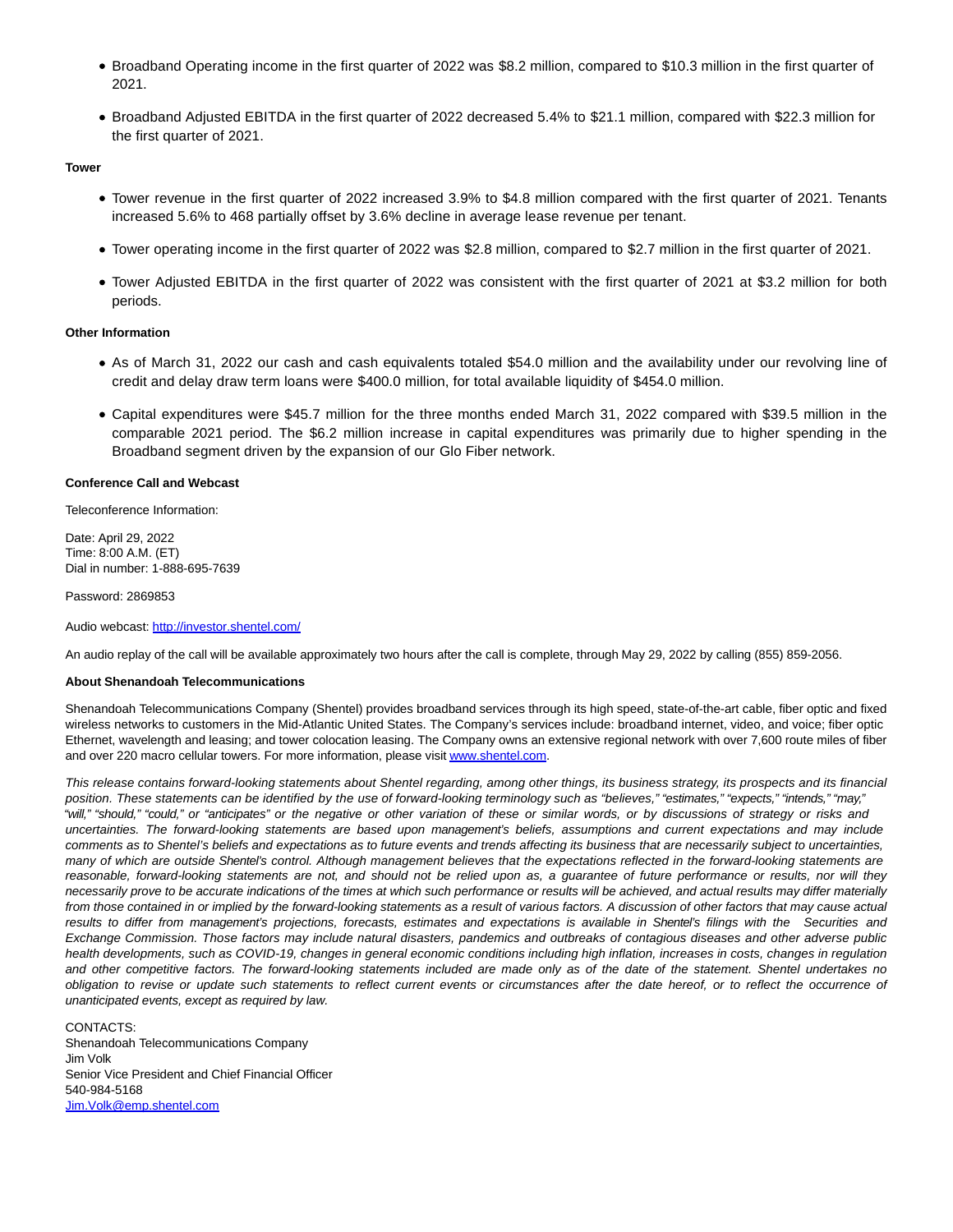- Broadband Operating income in the first quarter of 2022 was $8.2 million, compared to $10.3 million in the first quarter of 2021.
- Broadband Adjusted EBITDA in the first quarter of 2022 decreased 5.4% to $21.1 million, compared with $22.3 million for the first quarter of 2021.

**Tower**

- Tower revenue in the first quarter of 2022 increased 3.9% to $4.8 million compared with the first quarter of 2021. Tenants increased 5.6% to 468 partially offset by 3.6% decline in average lease revenue per tenant.
- Tower operating income in the first quarter of 2022 was $2.8 million, compared to $2.7 million in the first quarter of 2021.
- Tower Adjusted EBITDA in the first quarter of 2022 was consistent with the first quarter of 2021 at $3.2 million for both periods.

**Other Information**

- As of March 31, 2022 our cash and cash equivalents totaled $54.0 million and the availability under our revolving line of credit and delay draw term loans were $400.0 million, for total available liquidity of $454.0 million.
- Capital expenditures were $45.7 million for the three months ended March 31, 2022 compared with $39.5 million in the comparable 2021 period. The $6.2 million increase in capital expenditures was primarily due to higher spending in the Broadband segment driven by the expansion of our Glo Fiber network.

**Conference Call and Webcast**

Teleconference Information:

Date: April 29, 2022
Time: 8:00 A.M. (ET)
Dial in number: 1-888-695-7639

Password: 2869853

Audio webcast: http://investor.shentel.com/

An audio replay of the call will be available approximately two hours after the call is complete, through May 29, 2022 by calling (855) 859-2056.

**About Shenandoah Telecommunications**

Shenandoah Telecommunications Company (Shentel) provides broadband services through its high speed, state-of-the-art cable, fiber optic and fixed wireless networks to customers in the Mid-Atlantic United States. The Company's services include: broadband internet, video, and voice; fiber optic Ethernet, wavelength and leasing; and tower colocation leasing. The Company owns an extensive regional network with over 7,600 route miles of fiber and over 220 macro cellular towers. For more information, please visit www.shentel.com.

*This release contains forward-looking statements about Shentel regarding, among other things, its business strategy, its prospects and its financial position. These statements can be identified by the use of forward-looking terminology such as "believes," "estimates," "expects," "intends," "may," "will," "should," "could," or "anticipates" or the negative or other variation of these or similar words, or by discussions of strategy or risks and uncertainties. The forward-looking statements are based upon management's beliefs, assumptions and current expectations and may include comments as to Shentel's beliefs and expectations as to future events and trends affecting its business that are necessarily subject to uncertainties, many of which are outside Shentel's control. Although management believes that the expectations reflected in the forward-looking statements are reasonable, forward-looking statements are not, and should not be relied upon as, a guarantee of future performance or results, nor will they necessarily prove to be accurate indications of the times at which such performance or results will be achieved, and actual results may differ materially from those contained in or implied by the forward-looking statements as a result of various factors. A discussion of other factors that may cause actual results to differ from management's projections, forecasts, estimates and expectations is available in Shentel's filings with the Securities and Exchange Commission. Those factors may include natural disasters, pandemics and outbreaks of contagious diseases and other adverse public health developments, such as COVID-19, changes in general economic conditions including high inflation, increases in costs, changes in regulation and other competitive factors. The forward-looking statements included are made only as of the date of the statement. Shentel undertakes no obligation to revise or update such statements to reflect current events or circumstances after the date hereof, or to reflect the occurrence of unanticipated events, except as required by law.*

CONTACTS:
Shenandoah Telecommunications Company
Jim Volk
Senior Vice President and Chief Financial Officer
540-984-5168
Jim.Volk@emp.shentel.com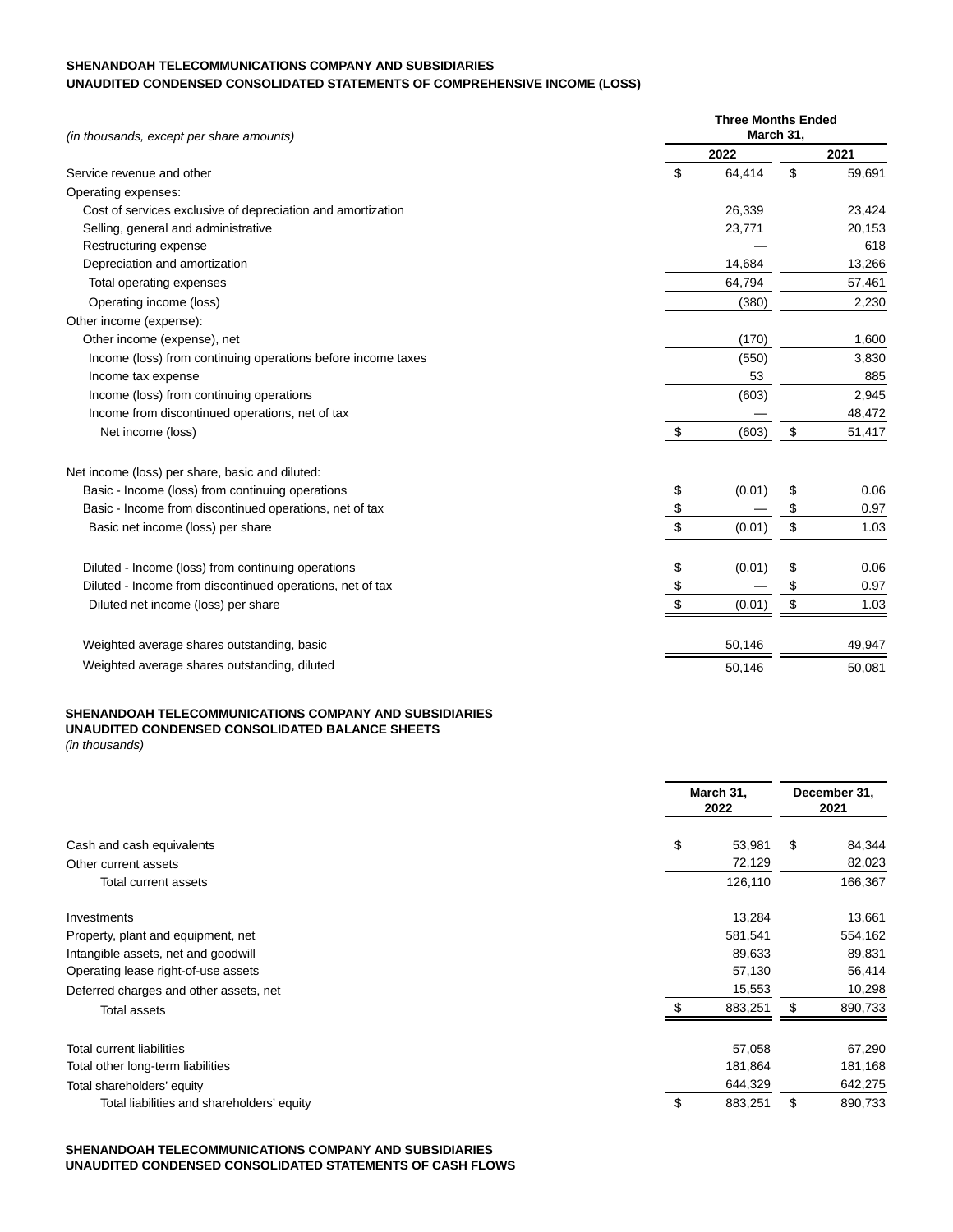**SHENANDOAH TELECOMMUNICATIONS COMPANY AND SUBSIDIARIES**
**UNAUDITED CONDENSED CONSOLIDATED STATEMENTS OF COMPREHENSIVE INCOME (LOSS)**

| *(in thousands, except per share amounts)* | Three Months Ended March 31, 2022 | Three Months Ended March 31, 2021 |
|---|---|---|
| Service revenue and other | $ 64,414 | $ 59,691 |
| Operating expenses: | | |
| Cost of services exclusive of depreciation and amortization | 26,339 | 23,424 |
| Selling, general and administrative | 23,771 | 20,153 |
| Restructuring expense | — | 618 |
| Depreciation and amortization | 14,684 | 13,266 |
| Total operating expenses | 64,794 | 57,461 |
| Operating income (loss) | (380) | 2,230 |
| Other income (expense): | | |
| Other income (expense), net | (170) | 1,600 |
| Income (loss) from continuing operations before income taxes | (550) | 3,830 |
| Income tax expense | 53 | 885 |
| Income (loss) from continuing operations | (603) | 2,945 |
| Income from discontinued operations, net of tax | — | 48,472 |
| Net income (loss) | $ (603) | $ 51,417 |
| | | |
| Net income (loss) per share, basic and diluted: | | |
| Basic - Income (loss) from continuing operations | $ (0.01) | $ 0.06 |
| Basic - Income from discontinued operations, net of tax | $ — | $ 0.97 |
| Basic net income (loss) per share | $ (0.01) | $ 1.03 |
| | | |
| Diluted - Income (loss) from continuing operations | $ (0.01) | $ 0.06 |
| Diluted - Income from discontinued operations, net of tax | $ — | $ 0.97 |
| Diluted net income (loss) per share | $ (0.01) | $ 1.03 |
| | | |
| Weighted average shares outstanding, basic | 50,146 | 49,947 |
| Weighted average shares outstanding, diluted | 50,146 | 50,081 |

**SHENANDOAH TELECOMMUNICATIONS COMPANY AND SUBSIDIARIES**
**UNAUDITED CONDENSED CONSOLIDATED BALANCE SHEETS**
*(in thousands)*

| | March 31, 2022 | December 31, 2021 |
|---|---|---|
| Cash and cash equivalents | $ 53,981 | $ 84,344 |
| Other current assets | 72,129 | 82,023 |
| Total current assets | 126,110 | 166,367 |
| | | |
| Investments | 13,284 | 13,661 |
| Property, plant and equipment, net | 581,541 | 554,162 |
| Intangible assets, net and goodwill | 89,633 | 89,831 |
| Operating lease right-of-use assets | 57,130 | 56,414 |
| Deferred charges and other assets, net | 15,553 | 10,298 |
| Total assets | $ 883,251 | $ 890,733 |
| | | |
| Total current liabilities | 57,058 | 67,290 |
| Total other long-term liabilities | 181,864 | 181,168 |
| Total shareholders' equity | 644,329 | 642,275 |
| Total liabilities and shareholders' equity | $ 883,251 | $ 890,733 |

**SHENANDOAH TELECOMMUNICATIONS COMPANY AND SUBSIDIARIES**
**UNAUDITED CONDENSED CONSOLIDATED STATEMENTS OF CASH FLOWS**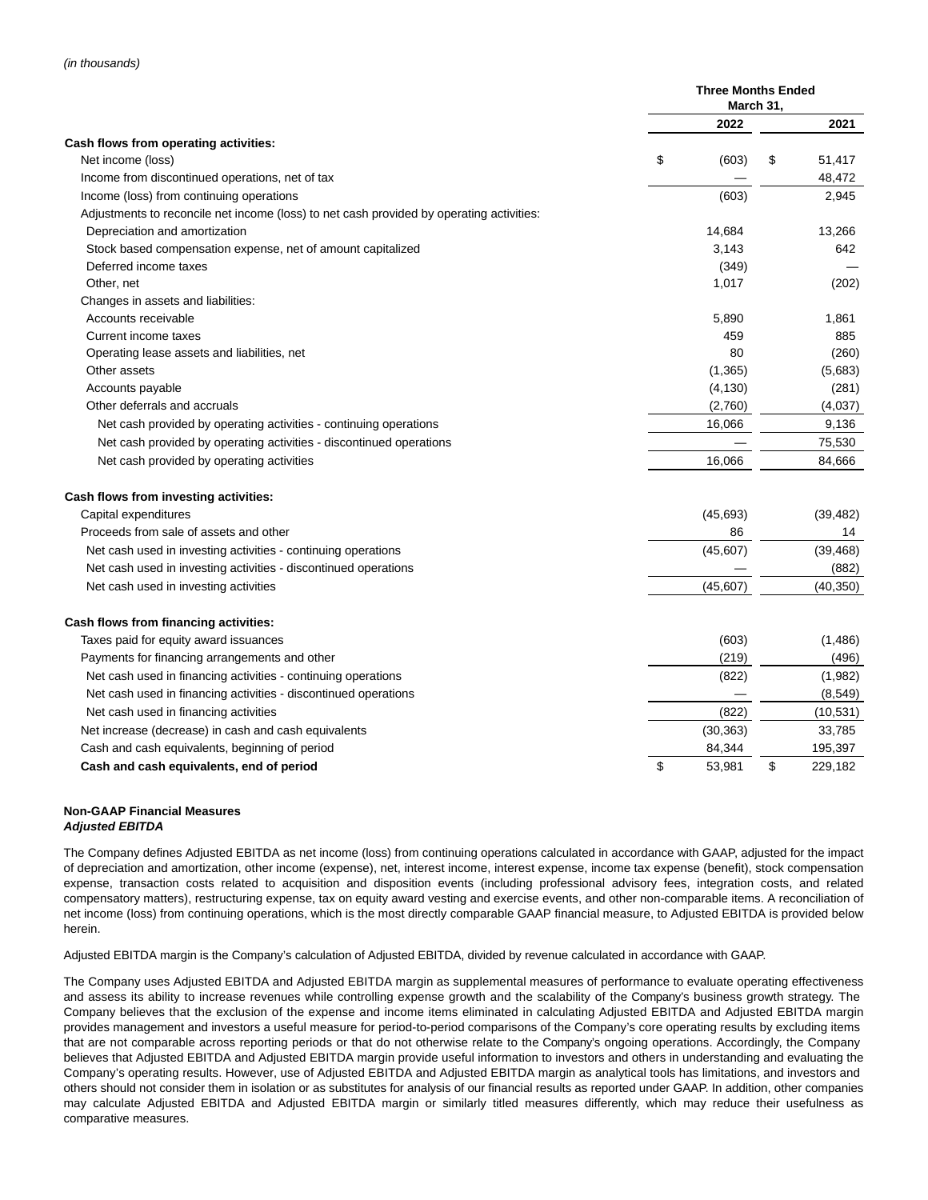*(in thousands)*

| | Three Months Ended March 31, | |
|---|---|---|
| | 2022 | 2021 |
| **Cash flows from operating activities:** | | |
| Net income (loss) | $ (603) | $ 51,417 |
| Income from discontinued operations, net of tax | — | 48,472 |
| Income (loss) from continuing operations | (603) | 2,945 |
| Adjustments to reconcile net income (loss) to net cash provided by operating activities: | | |
| Depreciation and amortization | 14,684 | 13,266 |
| Stock based compensation expense, net of amount capitalized | 3,143 | 642 |
| Deferred income taxes | (349) | — |
| Other, net | 1,017 | (202) |
| Changes in assets and liabilities: | | |
| Accounts receivable | 5,890 | 1,861 |
| Current income taxes | 459 | 885 |
| Operating lease assets and liabilities, net | 80 | (260) |
| Other assets | (1,365) | (5,683) |
| Accounts payable | (4,130) | (281) |
| Other deferrals and accruals | (2,760) | (4,037) |
| Net cash provided by operating activities - continuing operations | 16,066 | 9,136 |
| Net cash provided by operating activities - discontinued operations | — | 75,530 |
| Net cash provided by operating activities | 16,066 | 84,666 |
| **Cash flows from investing activities:** | | |
| Capital expenditures | (45,693) | (39,482) |
| Proceeds from sale of assets and other | 86 | 14 |
| Net cash used in investing activities - continuing operations | (45,607) | (39,468) |
| Net cash used in investing activities - discontinued operations | — | (882) |
| Net cash used in investing activities | (45,607) | (40,350) |
| **Cash flows from financing activities:** | | |
| Taxes paid for equity award issuances | (603) | (1,486) |
| Payments for financing arrangements and other | (219) | (496) |
| Net cash used in financing activities - continuing operations | (822) | (1,982) |
| Net cash used in financing activities - discontinued operations | — | (8,549) |
| Net cash used in financing activities | (822) | (10,531) |
| Net increase (decrease) in cash and cash equivalents | (30,363) | 33,785 |
| Cash and cash equivalents, beginning of period | 84,344 | 195,397 |
| **Cash and cash equivalents, end of period** | $ 53,981 | $ 229,182 |

**Non-GAAP Financial Measures**
***Adjusted EBITDA***

The Company defines Adjusted EBITDA as net income (loss) from continuing operations calculated in accordance with GAAP, adjusted for the impact of depreciation and amortization, other income (expense), net, interest income, interest expense, income tax expense (benefit), stock compensation expense, transaction costs related to acquisition and disposition events (including professional advisory fees, integration costs, and related compensatory matters), restructuring expense, tax on equity award vesting and exercise events, and other non-comparable items. A reconciliation of net income (loss) from continuing operations, which is the most directly comparable GAAP financial measure, to Adjusted EBITDA is provided below herein.

Adjusted EBITDA margin is the Company's calculation of Adjusted EBITDA, divided by revenue calculated in accordance with GAAP.

The Company uses Adjusted EBITDA and Adjusted EBITDA margin as supplemental measures of performance to evaluate operating effectiveness and assess its ability to increase revenues while controlling expense growth and the scalability of the Company's business growth strategy. The Company believes that the exclusion of the expense and income items eliminated in calculating Adjusted EBITDA and Adjusted EBITDA margin provides management and investors a useful measure for period-to-period comparisons of the Company's core operating results by excluding items that are not comparable across reporting periods or that do not otherwise relate to the Company's ongoing operations. Accordingly, the Company believes that Adjusted EBITDA and Adjusted EBITDA margin provide useful information to investors and others in understanding and evaluating the Company's operating results. However, use of Adjusted EBITDA and Adjusted EBITDA margin as analytical tools has limitations, and investors and others should not consider them in isolation or as substitutes for analysis of our financial results as reported under GAAP. In addition, other companies may calculate Adjusted EBITDA and Adjusted EBITDA margin or similarly titled measures differently, which may reduce their usefulness as comparative measures.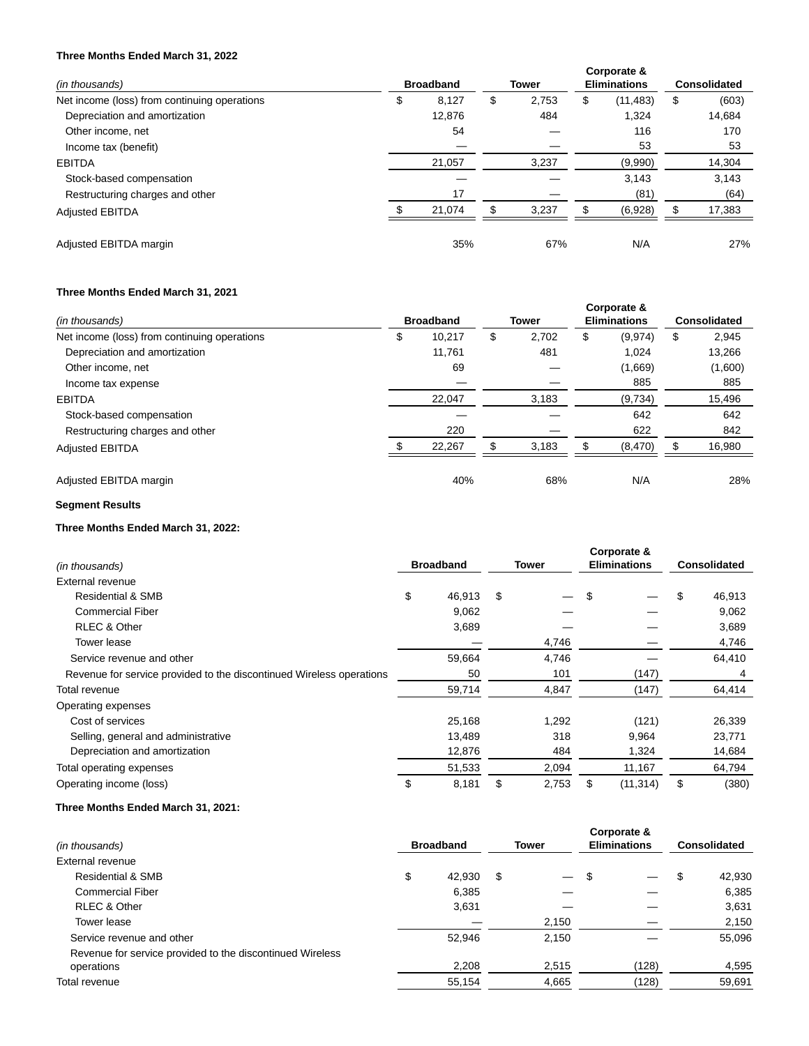**Three Months Ended March 31, 2022**

| *(in thousands)* | Broadband | Tower | Corporate & Eliminations | Consolidated |
|---|---|---|---|---|
| Net income (loss) from continuing operations | $ 8,127 | $ 2,753 | $ (11,483) | $ (603) |
| Depreciation and amortization | 12,876 | 484 | 1,324 | 14,684 |
| Other income, net | 54 | — | 116 | 170 |
| Income tax (benefit) | — | — | 53 | 53 |
| EBITDA | 21,057 | 3,237 | (9,990) | 14,304 |
| Stock-based compensation | — | — | 3,143 | 3,143 |
| Restructuring charges and other | 17 | — | (81) | (64) |
| Adjusted EBITDA | $ 21,074 | $ 3,237 | $ (6,928) | $ 17,383 |
| | | | | |
| Adjusted EBITDA margin | 35% | 67% | N/A | 27% |

**Three Months Ended March 31, 2021**

| *(in thousands)* | Broadband | Tower | Corporate & Eliminations | Consolidated |
|---|---|---|---|---|
| Net income (loss) from continuing operations | $ 10,217 | $ 2,702 | $ (9,974) | $ 2,945 |
| Depreciation and amortization | 11,761 | 481 | 1,024 | 13,266 |
| Other income, net | 69 | — | (1,669) | (1,600) |
| Income tax expense | — | — | 885 | 885 |
| EBITDA | 22,047 | 3,183 | (9,734) | 15,496 |
| Stock-based compensation | — | — | 642 | 642 |
| Restructuring charges and other | 220 | — | 622 | 842 |
| Adjusted EBITDA | $ 22,267 | $ 3,183 | $ (8,470) | $ 16,980 |
| | | | | |
| Adjusted EBITDA margin | 40% | 68% | N/A | 28% |

**Segment Results**

**Three Months Ended March 31, 2022:**

| *(in thousands)* | Broadband | Tower | Corporate & Eliminations | Consolidated |
|---|---|---|---|---|
| External revenue | | | | |
| Residential & SMB | $ 46,913 | $ — | $ — | $ 46,913 |
| Commercial Fiber | 9,062 | — | — | 9,062 |
| RLEC & Other | 3,689 | — | — | 3,689 |
| Tower lease | — | 4,746 | — | 4,746 |
| Service revenue and other | 59,664 | 4,746 | — | 64,410 |
| Revenue for service provided to the discontinued Wireless operations | 50 | 101 | (147) | 4 |
| Total revenue | 59,714 | 4,847 | (147) | 64,414 |
| Operating expenses | | | | |
| Cost of services | 25,168 | 1,292 | (121) | 26,339 |
| Selling, general and administrative | 13,489 | 318 | 9,964 | 23,771 |
| Depreciation and amortization | 12,876 | 484 | 1,324 | 14,684 |
| Total operating expenses | 51,533 | 2,094 | 11,167 | 64,794 |
| Operating income (loss) | $ 8,181 | $ 2,753 | $ (11,314) | $ (380) |

**Three Months Ended March 31, 2021:**

| *(in thousands)* | Broadband | Tower | Corporate & Eliminations | Consolidated |
|---|---|---|---|---|
| External revenue | | | | |
| Residential & SMB | $ 42,930 | $ — | $ — | $ 42,930 |
| Commercial Fiber | 6,385 | — | — | 6,385 |
| RLEC & Other | 3,631 | — | — | 3,631 |
| Tower lease | — | 2,150 | — | 2,150 |
| Service revenue and other | 52,946 | 2,150 | — | 55,096 |
| Revenue for service provided to the discontinued Wireless operations | 2,208 | 2,515 | (128) | 4,595 |
| Total revenue | 55,154 | 4,665 | (128) | 59,691 |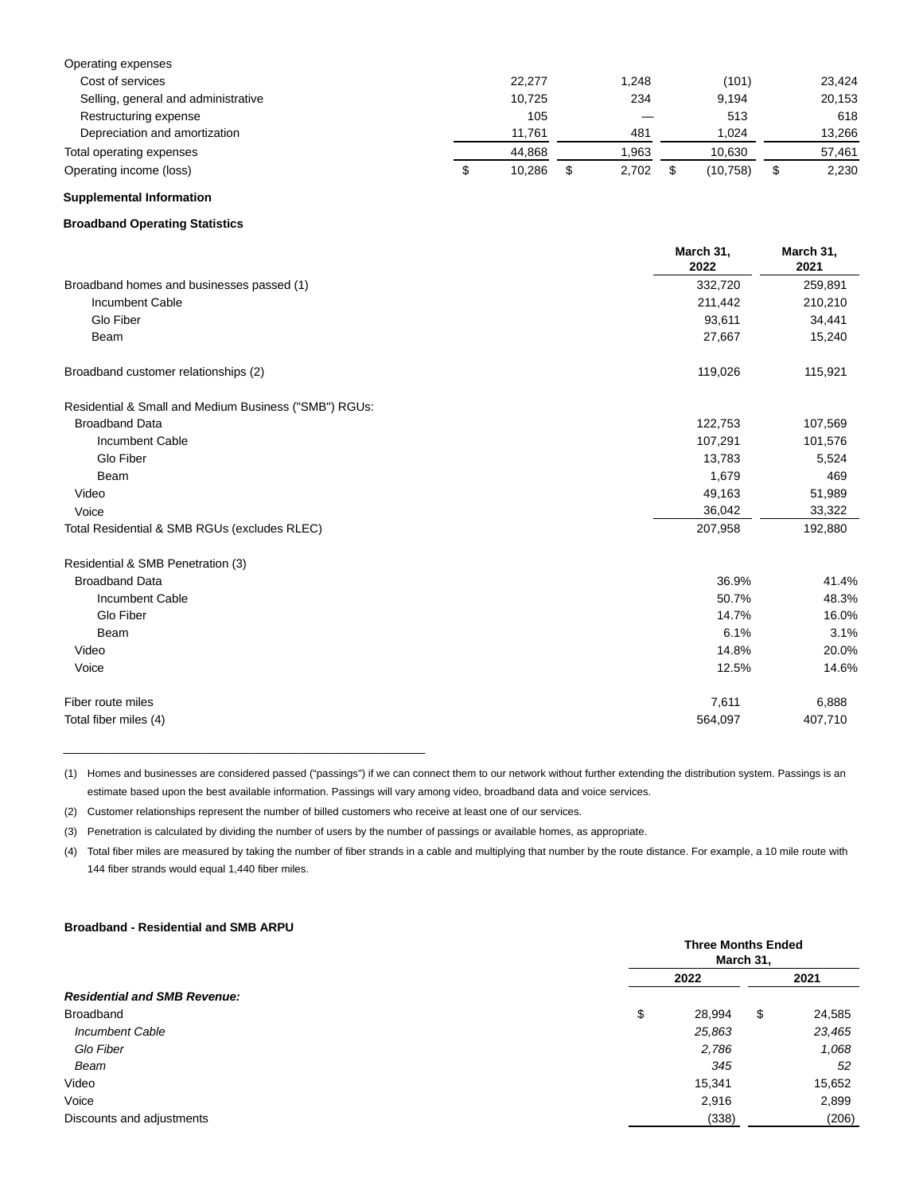| | | | | |
|---|---|---|---|---|
| Operating expenses | | | | |
| Cost of services | 22,277 | 1,248 | (101) | 23,424 |
| Selling, general and administrative | 10,725 | 234 | 9,194 | 20,153 |
| Restructuring expense | 105 | — | 513 | 618 |
| Depreciation and amortization | 11,761 | 481 | 1,024 | 13,266 |
| Total operating expenses | 44,868 | 1,963 | 10,630 | 57,461 |
| Operating income (loss) | $ 10,286 | $ 2,702 | $ (10,758) | $ 2,230 |

**Supplemental Information**

**Broadband Operating Statistics**

| | March 31, 2022 | March 31, 2021 |
|---|---|---|
| Broadband homes and businesses passed (1) | 332,720 | 259,891 |
| Incumbent Cable | 211,442 | 210,210 |
| Glo Fiber | 93,611 | 34,441 |
| Beam | 27,667 | 15,240 |
| | | |
| Broadband customer relationships (2) | 119,026 | 115,921 |
| | | |
| Residential & Small and Medium Business ("SMB") RGUs: | | |
| Broadband Data | 122,753 | 107,569 |
| Incumbent Cable | 107,291 | 101,576 |
| Glo Fiber | 13,783 | 5,524 |
| Beam | 1,679 | 469 |
| Video | 49,163 | 51,989 |
| Voice | 36,042 | 33,322 |
| Total Residential & SMB RGUs (excludes RLEC) | 207,958 | 192,880 |
| | | |
| Residential & SMB Penetration (3) | | |
| Broadband Data | 36.9% | 41.4% |
| Incumbent Cable | 50.7% | 48.3% |
| Glo Fiber | 14.7% | 16.0% |
| Beam | 6.1% | 3.1% |
| Video | 14.8% | 20.0% |
| Voice | 12.5% | 14.6% |
| | | |
| Fiber route miles | 7,611 | 6,888 |
| Total fiber miles (4) | 564,097 | 407,710 |

(1) Homes and businesses are considered passed ("passings") if we can connect them to our network without further extending the distribution system. Passings is an estimate based upon the best available information. Passings will vary among video, broadband data and voice services.

(2) Customer relationships represent the number of billed customers who receive at least one of our services.

(3) Penetration is calculated by dividing the number of users by the number of passings or available homes, as appropriate.

(4) Total fiber miles are measured by taking the number of fiber strands in a cable and multiplying that number by the route distance. For example, a 10 mile route with 144 fiber strands would equal 1,440 fiber miles.

**Broadband - Residential and SMB ARPU**

| | Three Months Ended March 31, | |
|---|---|---|
| | 2022 | 2021 |
| ***Residential and SMB Revenue:*** | | |
| Broadband | $ 28,994 | $ 24,585 |
| *Incumbent Cable* | *25,863* | *23,465* |
| *Glo Fiber* | *2,786* | *1,068* |
| *Beam* | *345* | *52* |
| Video | 15,341 | 15,652 |
| Voice | 2,916 | 2,899 |
| Discounts and adjustments | (338) | (206) |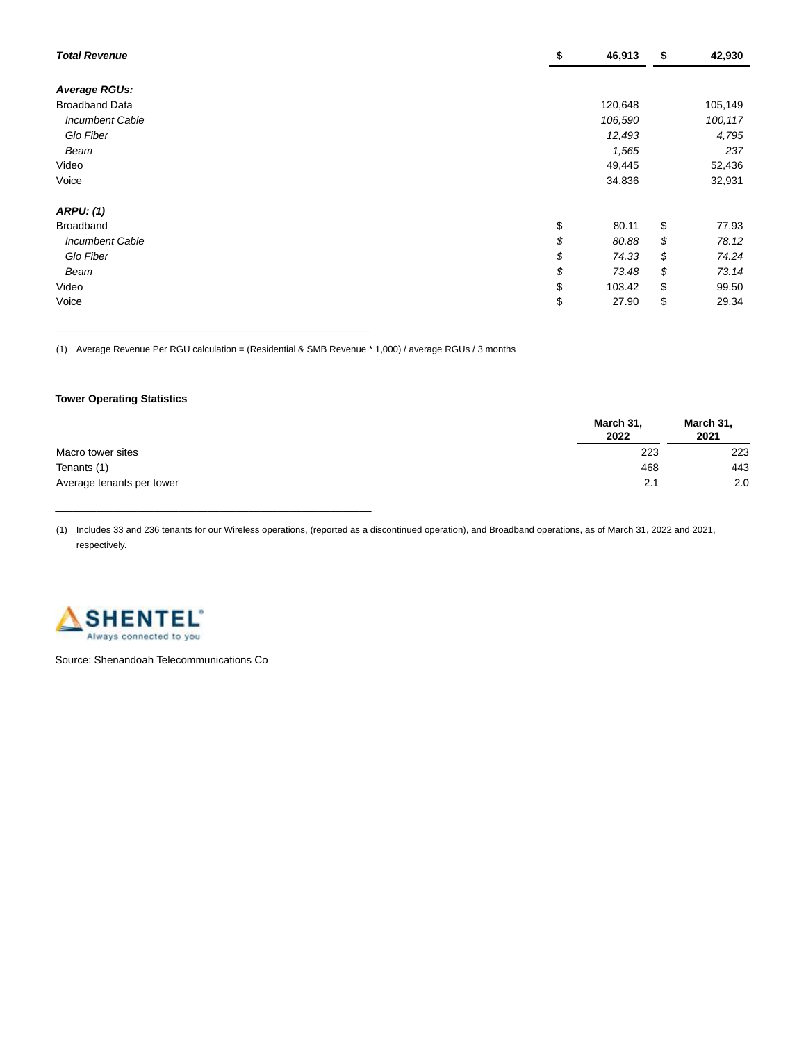| | | |
|---|---|---|
| ***Total Revenue*** | **$ 46,913** | **$ 42,930** |
| | | |
| ***Average RGUs:*** | | |
| Broadband Data | 120,648 | 105,149 |
| *Incumbent Cable* | *106,590* | *100,117* |
| *Glo Fiber* | *12,493* | *4,795* |
| *Beam* | *1,565* | *237* |
| Video | 49,445 | 52,436 |
| Voice | 34,836 | 32,931 |
| | | |
| ***ARPU: (1)*** | | |
| Broadband | $ 80.11 | $ 77.93 |
| *Incumbent Cable* | *$ 80.88* | *$ 78.12* |
| *Glo Fiber* | *$ 74.33* | *$ 74.24* |
| *Beam* | *$ 73.48* | *$ 73.14* |
| Video | $ 103.42 | $ 99.50 |
| Voice | $ 27.90 | $ 29.34 |

(1) Average Revenue Per RGU calculation = (Residential & SMB Revenue * 1,000) / average RGUs / 3 months

**Tower Operating Statistics**

| | March 31, 2022 | March 31, 2021 |
|---|---|---|
| Macro tower sites | 223 | 223 |
| Tenants (1) | 468 | 443 |
| Average tenants per tower | 2.1 | 2.0 |

(1) Includes 33 and 236 tenants for our Wireless operations, (reported as a discontinued operation), and Broadband operations, as of March 31, 2022 and 2021, respectively.

SHENTEL® Always connected to you

Source: Shenandoah Telecommunications Co